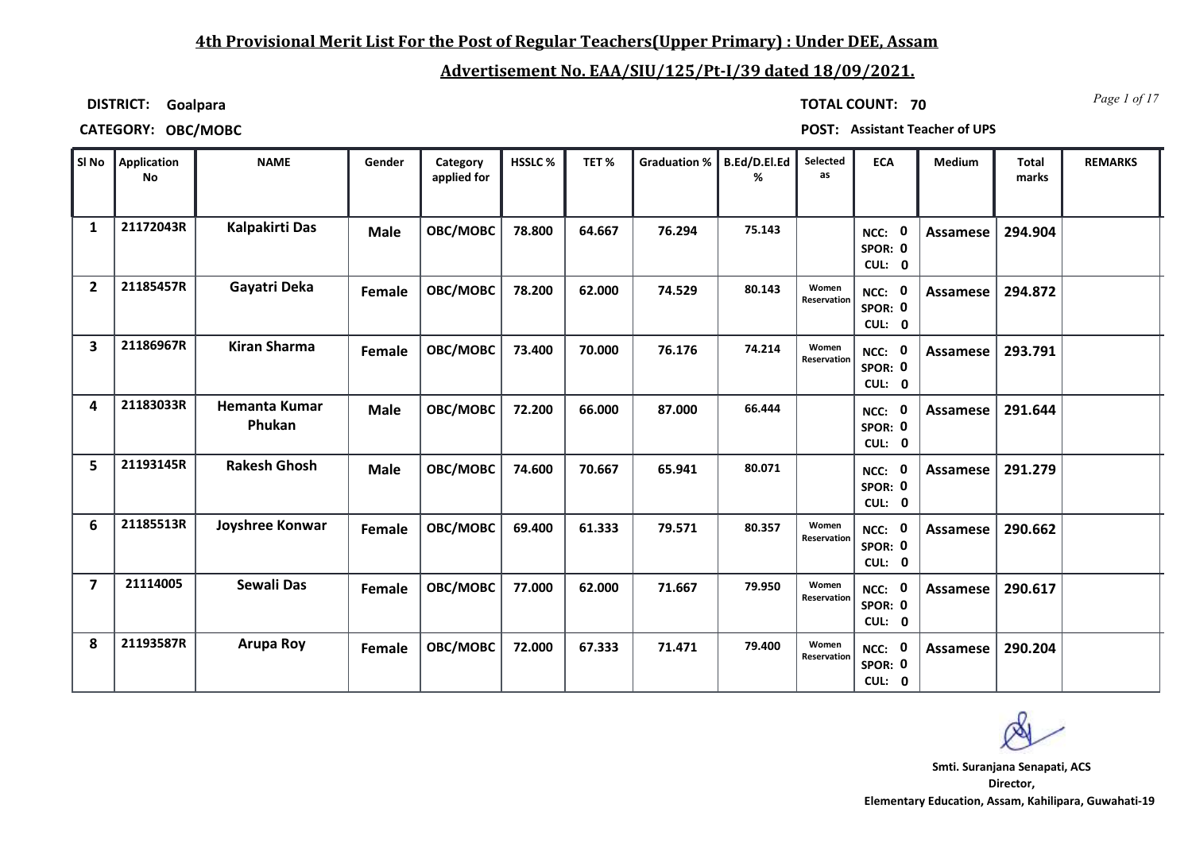## 4th Provisional Merit List For the Post of Regular Teachers(Upper Primary) : Under DEE, Assam

## Advertisement No. EAA/SIU/125/Pt-I/39 dated 18/09/2021.

**DISTRICT:** Goalpara **TOTAL COUNT:** 70

**CATEGORY:** OBC/MOBC **POST:** Assistant Teacher of UPS

| Sl No | Application No | NAME | Gender | Category applied for | HSSLC % | TET % | Graduation % | B.Ed/D.El.Ed % | Selected as | ECA | Medium | Total marks | REMARKS |
|---|---|---|---|---|---|---|---|---|---|---|---|---|---|
| 1 | 21172043R | Kalpakirti Das | Male | OBC/MOBC | 78.800 | 64.667 | 76.294 | 75.143 | | NCC: 0 SPOR: 0 CUL: 0 | Assamese | 294.904 | |
| 2 | 21185457R | Gayatri Deka | Female | OBC/MOBC | 78.200 | 62.000 | 74.529 | 80.143 | Women Reservation | NCC: 0 SPOR: 0 CUL: 0 | Assamese | 294.872 | |
| 3 | 21186967R | Kiran Sharma | Female | OBC/MOBC | 73.400 | 70.000 | 76.176 | 74.214 | Women Reservation | NCC: 0 SPOR: 0 CUL: 0 | Assamese | 293.791 | |
| 4 | 21183033R | Hemanta Kumar Phukan | Male | OBC/MOBC | 72.200 | 66.000 | 87.000 | 66.444 | | NCC: 0 SPOR: 0 CUL: 0 | Assamese | 291.644 | |
| 5 | 21193145R | Rakesh Ghosh | Male | OBC/MOBC | 74.600 | 70.667 | 65.941 | 80.071 | | NCC: 0 SPOR: 0 CUL: 0 | Assamese | 291.279 | |
| 6 | 21185513R | Joyshree Konwar | Female | OBC/MOBC | 69.400 | 61.333 | 79.571 | 80.357 | Women Reservation | NCC: 0 SPOR: 0 CUL: 0 | Assamese | 290.662 | |
| 7 | 21114005 | Sewali Das | Female | OBC/MOBC | 77.000 | 62.000 | 71.667 | 79.950 | Women Reservation | NCC: 0 SPOR: 0 CUL: 0 | Assamese | 290.617 | |
| 8 | 21193587R | Arupa Roy | Female | OBC/MOBC | 72.000 | 67.333 | 71.471 | 79.400 | Women Reservation | NCC: 0 SPOR: 0 CUL: 0 | Assamese | 290.204 | |

Smti. Suranjana Senapati, ACS
Director,
Elementary Education, Assam, Kahilipara, Guwahati-19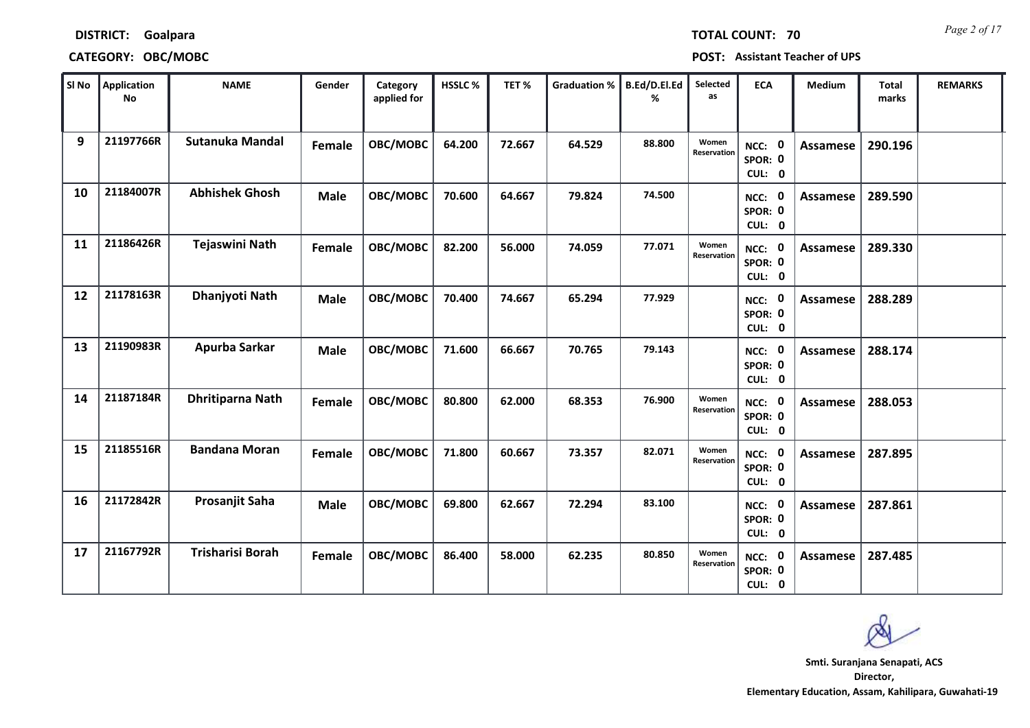**DISTRICT:** Goalpara

**TOTAL COUNT:** 70

**CATEGORY:** OBC/MOBC

**POST:** Assistant Teacher of UPS

| Sl No | Application No | NAME | Gender | Category applied for | HSSLC % | TET % | Graduation % | B.Ed/D.El.Ed % | Selected as | ECA | Medium | Total marks | REMARKS |
|---|---|---|---|---|---|---|---|---|---|---|---|---|---|
| 9 | 21197766R | Sutanuka Mandal | Female | OBC/MOBC | 64.200 | 72.667 | 64.529 | 88.800 | Women Reservation | NCC: 0 SPOR: 0 CUL: 0 | Assamese | 290.196 | |
| 10 | 21184007R | Abhishek Ghosh | Male | OBC/MOBC | 70.600 | 64.667 | 79.824 | 74.500 | | NCC: 0 SPOR: 0 CUL: 0 | Assamese | 289.590 | |
| 11 | 21186426R | Tejaswini Nath | Female | OBC/MOBC | 82.200 | 56.000 | 74.059 | 77.071 | Women Reservation | NCC: 0 SPOR: 0 CUL: 0 | Assamese | 289.330 | |
| 12 | 21178163R | Dhanjyoti Nath | Male | OBC/MOBC | 70.400 | 74.667 | 65.294 | 77.929 | | NCC: 0 SPOR: 0 CUL: 0 | Assamese | 288.289 | |
| 13 | 21190983R | Apurba Sarkar | Male | OBC/MOBC | 71.600 | 66.667 | 70.765 | 79.143 | | NCC: 0 SPOR: 0 CUL: 0 | Assamese | 288.174 | |
| 14 | 21187184R | Dhritiparna Nath | Female | OBC/MOBC | 80.800 | 62.000 | 68.353 | 76.900 | Women Reservation | NCC: 0 SPOR: 0 CUL: 0 | Assamese | 288.053 | |
| 15 | 21185516R | Bandana Moran | Female | OBC/MOBC | 71.800 | 60.667 | 73.357 | 82.071 | Women Reservation | NCC: 0 SPOR: 0 CUL: 0 | Assamese | 287.895 | |
| 16 | 21172842R | Prosanjit Saha | Male | OBC/MOBC | 69.800 | 62.667 | 72.294 | 83.100 | | NCC: 0 SPOR: 0 CUL: 0 | Assamese | 287.861 | |
| 17 | 21167792R | Trisharisi Borah | Female | OBC/MOBC | 86.400 | 58.000 | 62.235 | 80.850 | Women Reservation | NCC: 0 SPOR: 0 CUL: 0 | Assamese | 287.485 | |

**Smti. Suranjana Senapati, ACS**
**Director,**
**Elementary Education, Assam, Kahilipara, Guwahati-19**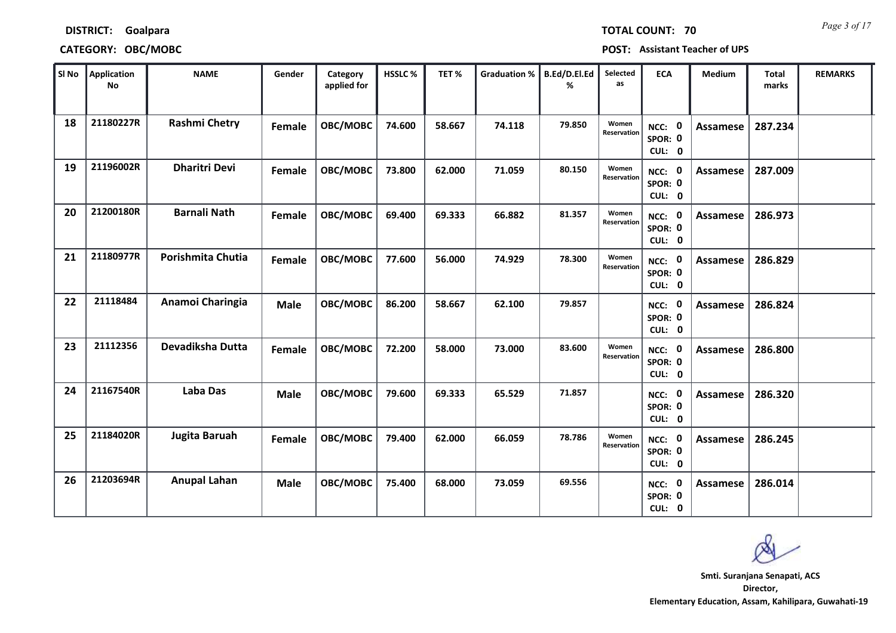**DISTRICT:** Goalpara **TOTAL COUNT:** 70

**CATEGORY:** OBC/MOBC **POST:** Assistant Teacher of UPS

| Sl No | Application No | NAME | Gender | Category applied for | HSSLC % | TET % | Graduation % | B.Ed/D.El.Ed % | Selected as | ECA | Medium | Total marks | REMARKS |
|---|---|---|---|---|---|---|---|---|---|---|---|---|---|
| 18 | 21180227R | Rashmi Chetry | Female | OBC/MOBC | 74.600 | 58.667 | 74.118 | 79.850 | Women Reservation | NCC: 0 SPOR: 0 CUL: 0 | Assamese | 287.234 | |
| 19 | 21196002R | Dharitri Devi | Female | OBC/MOBC | 73.800 | 62.000 | 71.059 | 80.150 | Women Reservation | NCC: 0 SPOR: 0 CUL: 0 | Assamese | 287.009 | |
| 20 | 21200180R | Barnali Nath | Female | OBC/MOBC | 69.400 | 69.333 | 66.882 | 81.357 | Women Reservation | NCC: 0 SPOR: 0 CUL: 0 | Assamese | 286.973 | |
| 21 | 21180977R | Porishmita Chutia | Female | OBC/MOBC | 77.600 | 56.000 | 74.929 | 78.300 | Women Reservation | NCC: 0 SPOR: 0 CUL: 0 | Assamese | 286.829 | |
| 22 | 21118484 | Anamoi Charingia | Male | OBC/MOBC | 86.200 | 58.667 | 62.100 | 79.857 | | NCC: 0 SPOR: 0 CUL: 0 | Assamese | 286.824 | |
| 23 | 21112356 | Devadiksha Dutta | Female | OBC/MOBC | 72.200 | 58.000 | 73.000 | 83.600 | Women Reservation | NCC: 0 SPOR: 0 CUL: 0 | Assamese | 286.800 | |
| 24 | 21167540R | Laba Das | Male | OBC/MOBC | 79.600 | 69.333 | 65.529 | 71.857 | | NCC: 0 SPOR: 0 CUL: 0 | Assamese | 286.320 | |
| 25 | 21184020R | Jugita Baruah | Female | OBC/MOBC | 79.400 | 62.000 | 66.059 | 78.786 | Women Reservation | NCC: 0 SPOR: 0 CUL: 0 | Assamese | 286.245 | |
| 26 | 21203694R | Anupal Lahan | Male | OBC/MOBC | 75.400 | 68.000 | 73.059 | 69.556 | | NCC: 0 SPOR: 0 CUL: 0 | Assamese | 286.014 | |

**Smt. Suranjana Senapati, ACS**
**Director,**
**Elementary Education, Assam, Kahilipara, Guwahati-19**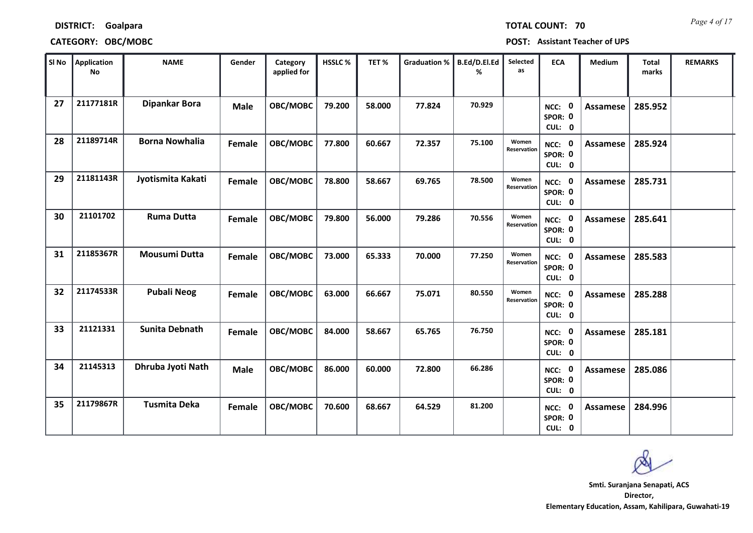**DISTRICT:** Goalpara

**TOTAL COUNT:** 70

**CATEGORY:** OBC/MOBC

**POST:** Assistant Teacher of UPS

| Sl No | Application No | NAME | Gender | Category applied for | HSSLC % | TET % | Graduation % | B.Ed/D.El.Ed % | Selected as | ECA | Medium | Total marks | REMARKS |
|---|---|---|---|---|---|---|---|---|---|---|---|---|---|
| 27 | 21177181R | Dipankar Bora | Male | OBC/MOBC | 79.200 | 58.000 | 77.824 | 70.929 | | NCC: 0 SPOR: 0 CUL: 0 | Assamese | 285.952 | |
| 28 | 21189714R | Borna Nowhalia | Female | OBC/MOBC | 77.800 | 60.667 | 72.357 | 75.100 | Women Reservation | NCC: 0 SPOR: 0 CUL: 0 | Assamese | 285.924 | |
| 29 | 21181143R | Jyotismita Kakati | Female | OBC/MOBC | 78.800 | 58.667 | 69.765 | 78.500 | Women Reservation | NCC: 0 SPOR: 0 CUL: 0 | Assamese | 285.731 | |
| 30 | 21101702 | Ruma Dutta | Female | OBC/MOBC | 79.800 | 56.000 | 79.286 | 70.556 | Women Reservation | NCC: 0 SPOR: 0 CUL: 0 | Assamese | 285.641 | |
| 31 | 21185367R | Mousumi Dutta | Female | OBC/MOBC | 73.000 | 65.333 | 70.000 | 77.250 | Women Reservation | NCC: 0 SPOR: 0 CUL: 0 | Assamese | 285.583 | |
| 32 | 21174533R | Pubali Neog | Female | OBC/MOBC | 63.000 | 66.667 | 75.071 | 80.550 | Women Reservation | NCC: 0 SPOR: 0 CUL: 0 | Assamese | 285.288 | |
| 33 | 21121331 | Sunita Debnath | Female | OBC/MOBC | 84.000 | 58.667 | 65.765 | 76.750 | | NCC: 0 SPOR: 0 CUL: 0 | Assamese | 285.181 | |
| 34 | 21145313 | Dhruba Jyoti Nath | Male | OBC/MOBC | 86.000 | 60.000 | 72.800 | 66.286 | | NCC: 0 SPOR: 0 CUL: 0 | Assamese | 285.086 | |
| 35 | 21179867R | Tusmita Deka | Female | OBC/MOBC | 70.600 | 68.667 | 64.529 | 81.200 | | NCC: 0 SPOR: 0 CUL: 0 | Assamese | 284.996 | |

**Smt. Suranjana Senapati, ACS**
**Director,**
**Elementary Education, Assam, Kahilipara, Guwahati-19**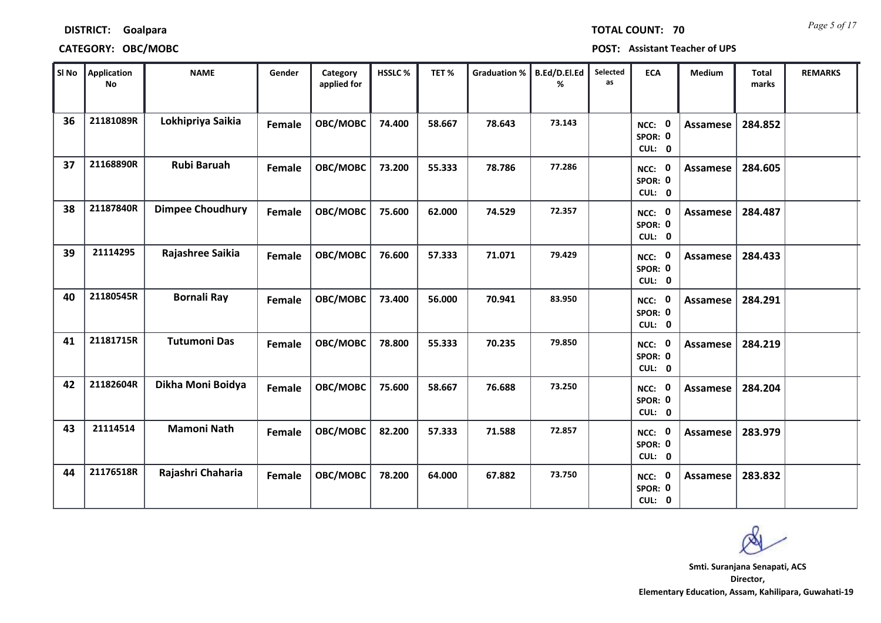**DISTRICT:** Goalpara

**TOTAL COUNT:** 70

**CATEGORY:** OBC/MOBC

**POST:** Assistant Teacher of UPS

| Sl No | Application No | NAME | Gender | Category applied for | HSSLC % | TET % | Graduation % | B.Ed/D.El.Ed % | Selected as | ECA | Medium | Total marks | REMARKS |
|---|---|---|---|---|---|---|---|---|---|---|---|---|---|
| 36 | 21181089R | Lokhipriya Saikia | Female | OBC/MOBC | 74.400 | 58.667 | 78.643 | 73.143 | | NCC: 0 SPOR: 0 CUL: 0 | Assamese | 284.852 | |
| 37 | 21168890R | Rubi Baruah | Female | OBC/MOBC | 73.200 | 55.333 | 78.786 | 77.286 | | NCC: 0 SPOR: 0 CUL: 0 | Assamese | 284.605 | |
| 38 | 21187840R | Dimpee Choudhury | Female | OBC/MOBC | 75.600 | 62.000 | 74.529 | 72.357 | | NCC: 0 SPOR: 0 CUL: 0 | Assamese | 284.487 | |
| 39 | 21114295 | Rajashree Saikia | Female | OBC/MOBC | 76.600 | 57.333 | 71.071 | 79.429 | | NCC: 0 SPOR: 0 CUL: 0 | Assamese | 284.433 | |
| 40 | 21180545R | Bornali Ray | Female | OBC/MOBC | 73.400 | 56.000 | 70.941 | 83.950 | | NCC: 0 SPOR: 0 CUL: 0 | Assamese | 284.291 | |
| 41 | 21181715R | Tutumoni Das | Female | OBC/MOBC | 78.800 | 55.333 | 70.235 | 79.850 | | NCC: 0 SPOR: 0 CUL: 0 | Assamese | 284.219 | |
| 42 | 21182604R | Dikha Moni Boidya | Female | OBC/MOBC | 75.600 | 58.667 | 76.688 | 73.250 | | NCC: 0 SPOR: 0 CUL: 0 | Assamese | 284.204 | |
| 43 | 21114514 | Mamoni Nath | Female | OBC/MOBC | 82.200 | 57.333 | 71.588 | 72.857 | | NCC: 0 SPOR: 0 CUL: 0 | Assamese | 283.979 | |
| 44 | 21176518R | Rajashri Chaharia | Female | OBC/MOBC | 78.200 | 64.000 | 67.882 | 73.750 | | NCC: 0 SPOR: 0 CUL: 0 | Assamese | 283.832 | |

**Smti. Suranjana Senapati, ACS**
**Director,**
**Elementary Education, Assam, Kahilipara, Guwahati-19**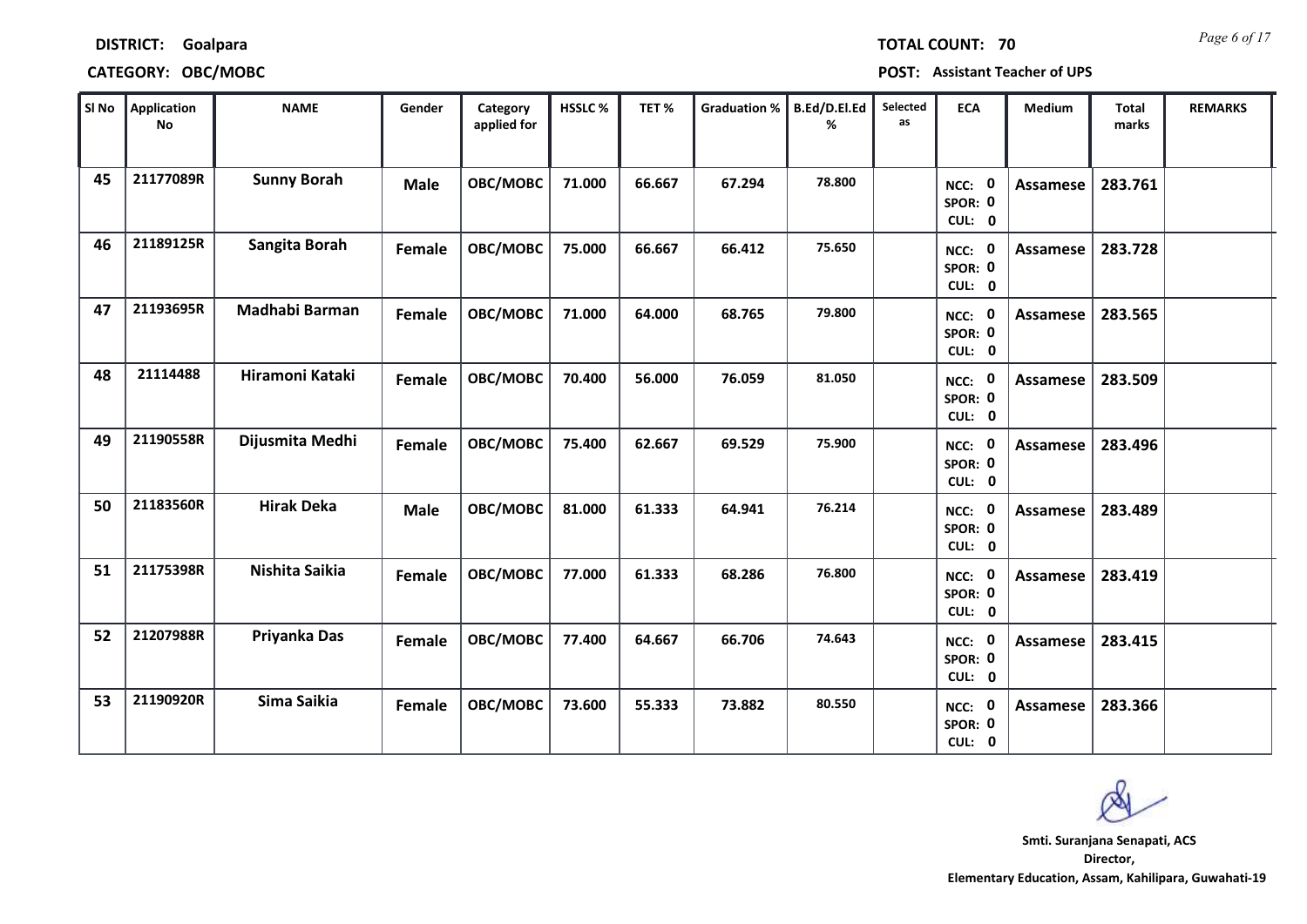**DISTRICT:** Goalpara

**TOTAL COUNT:** 70

**CATEGORY:** OBC/MOBC

**POST:** Assistant Teacher of UPS

| Sl No | Application No | NAME | Gender | Category applied for | HSSLC % | TET % | Graduation % | B.Ed/D.El.Ed % | Selected as | ECA | Medium | Total marks | REMARKS |
|---|---|---|---|---|---|---|---|---|---|---|---|---|---|
| 45 | 21177089R | Sunny Borah | Male | OBC/MOBC | 71.000 | 66.667 | 67.294 | 78.800 | | NCC: 0 SPOR: 0 CUL: 0 | Assamese | 283.761 | |
| 46 | 21189125R | Sangita Borah | Female | OBC/MOBC | 75.000 | 66.667 | 66.412 | 75.650 | | NCC: 0 SPOR: 0 CUL: 0 | Assamese | 283.728 | |
| 47 | 21193695R | Madhabi Barman | Female | OBC/MOBC | 71.000 | 64.000 | 68.765 | 79.800 | | NCC: 0 SPOR: 0 CUL: 0 | Assamese | 283.565 | |
| 48 | 21114488 | Hiramoni Kataki | Female | OBC/MOBC | 70.400 | 56.000 | 76.059 | 81.050 | | NCC: 0 SPOR: 0 CUL: 0 | Assamese | 283.509 | |
| 49 | 21190558R | Dijusmita Medhi | Female | OBC/MOBC | 75.400 | 62.667 | 69.529 | 75.900 | | NCC: 0 SPOR: 0 CUL: 0 | Assamese | 283.496 | |
| 50 | 21183560R | Hirak Deka | Male | OBC/MOBC | 81.000 | 61.333 | 64.941 | 76.214 | | NCC: 0 SPOR: 0 CUL: 0 | Assamese | 283.489 | |
| 51 | 21175398R | Nishita Saikia | Female | OBC/MOBC | 77.000 | 61.333 | 68.286 | 76.800 | | NCC: 0 SPOR: 0 CUL: 0 | Assamese | 283.419 | |
| 52 | 21207988R | Priyanka Das | Female | OBC/MOBC | 77.400 | 64.667 | 66.706 | 74.643 | | NCC: 0 SPOR: 0 CUL: 0 | Assamese | 283.415 | |
| 53 | 21190920R | Sima Saikia | Female | OBC/MOBC | 73.600 | 55.333 | 73.882 | 80.550 | | NCC: 0 SPOR: 0 CUL: 0 | Assamese | 283.366 | |

**Smti. Suranjana Senapati, ACS**
**Director,**
**Elementary Education, Assam, Kahilipara, Guwahati-19**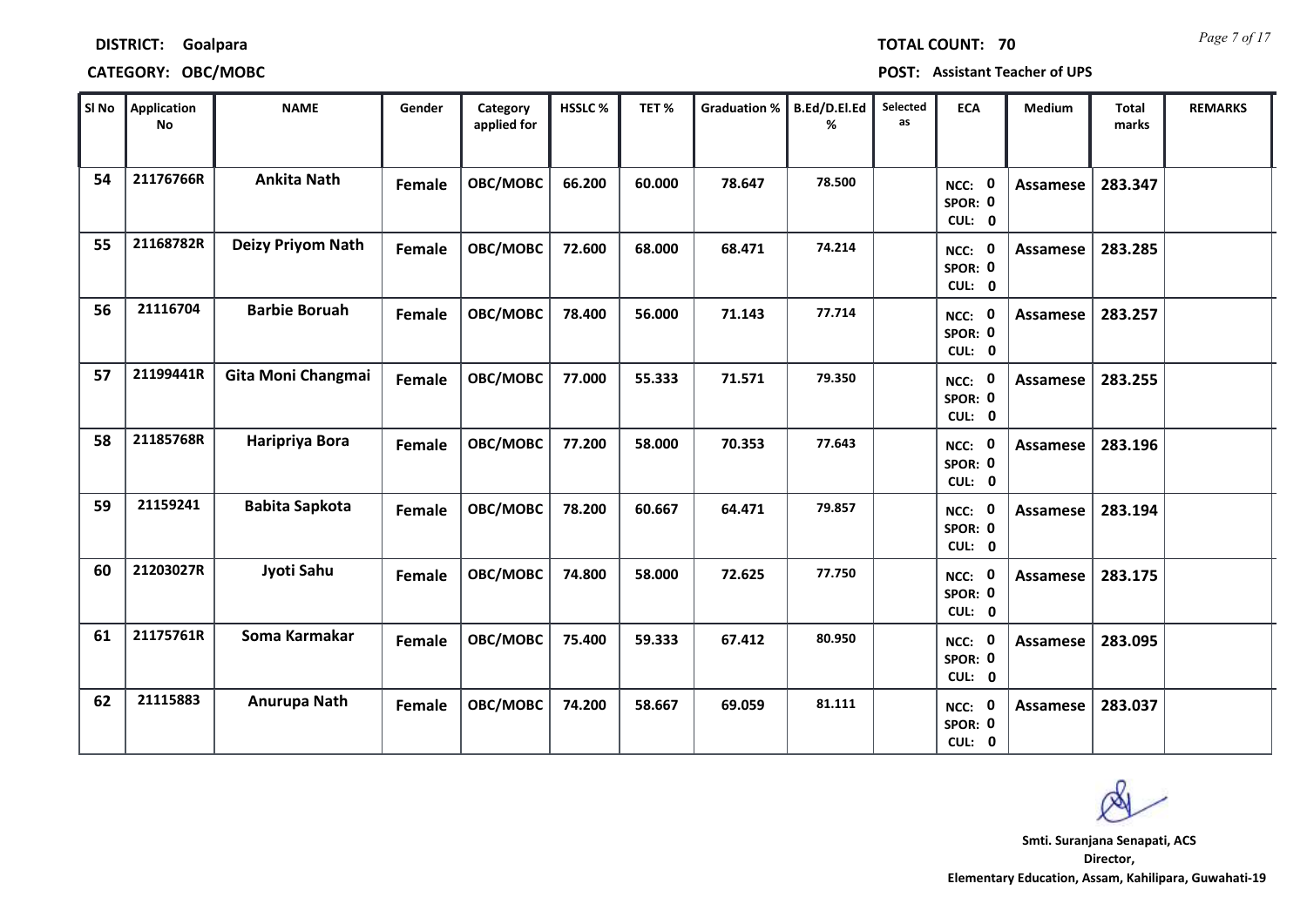**DISTRICT:** Goalpara

**TOTAL COUNT:** 70

**CATEGORY:** OBC/MOBC

**POST:** Assistant Teacher of UPS

| Sl No | Application No | NAME | Gender | Category applied for | HSSLC % | TET % | Graduation % | B.Ed/D.El.Ed % | Selected as | ECA | Medium | Total marks | REMARKS |
|---|---|---|---|---|---|---|---|---|---|---|---|---|---|
| 54 | 21176766R | Ankita Nath | Female | OBC/MOBC | 66.200 | 60.000 | 78.647 | 78.500 | | NCC: 0 SPOR: 0 CUL: 0 | Assamese | 283.347 | |
| 55 | 21168782R | Deizy Priyom Nath | Female | OBC/MOBC | 72.600 | 68.000 | 68.471 | 74.214 | | NCC: 0 SPOR: 0 CUL: 0 | Assamese | 283.285 | |
| 56 | 21116704 | Barbie Boruah | Female | OBC/MOBC | 78.400 | 56.000 | 71.143 | 77.714 | | NCC: 0 SPOR: 0 CUL: 0 | Assamese | 283.257 | |
| 57 | 21199441R | Gita Moni Changmai | Female | OBC/MOBC | 77.000 | 55.333 | 71.571 | 79.350 | | NCC: 0 SPOR: 0 CUL: 0 | Assamese | 283.255 | |
| 58 | 21185768R | Haripriya Bora | Female | OBC/MOBC | 77.200 | 58.000 | 70.353 | 77.643 | | NCC: 0 SPOR: 0 CUL: 0 | Assamese | 283.196 | |
| 59 | 21159241 | Babita Sapkota | Female | OBC/MOBC | 78.200 | 60.667 | 64.471 | 79.857 | | NCC: 0 SPOR: 0 CUL: 0 | Assamese | 283.194 | |
| 60 | 21203027R | Jyoti Sahu | Female | OBC/MOBC | 74.800 | 58.000 | 72.625 | 77.750 | | NCC: 0 SPOR: 0 CUL: 0 | Assamese | 283.175 | |
| 61 | 21175761R | Soma Karmakar | Female | OBC/MOBC | 75.400 | 59.333 | 67.412 | 80.950 | | NCC: 0 SPOR: 0 CUL: 0 | Assamese | 283.095 | |
| 62 | 21115883 | Anurupa Nath | Female | OBC/MOBC | 74.200 | 58.667 | 69.059 | 81.111 | | NCC: 0 SPOR: 0 CUL: 0 | Assamese | 283.037 | |

**Smti. Suranjana Senapati, ACS**
**Director,**
**Elementary Education, Assam, Kahilipara, Guwahati-19**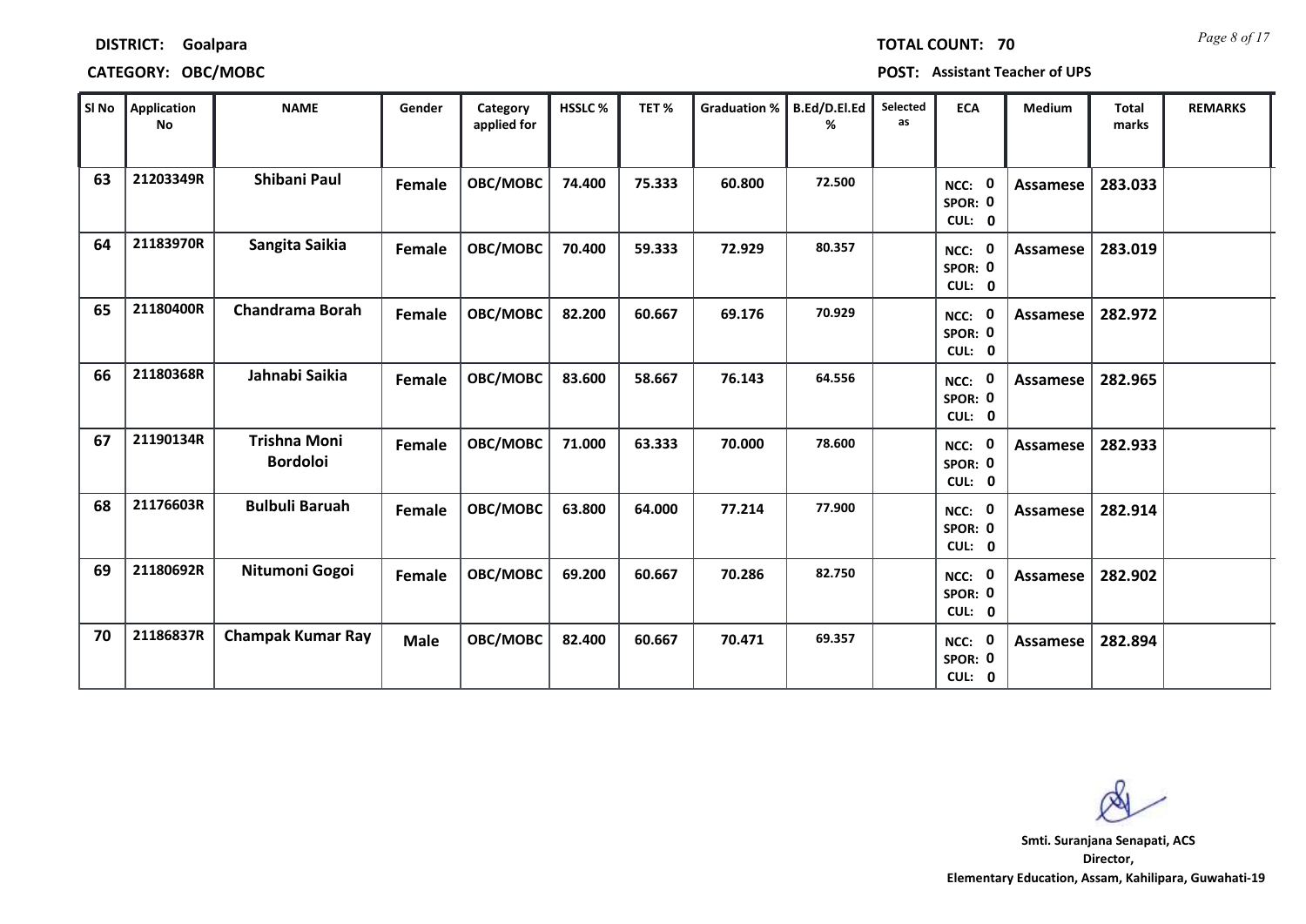**DISTRICT:** Goalpara

**TOTAL COUNT:** 70

**CATEGORY:** OBC/MOBC

**POST:** Assistant Teacher of UPS

| Sl No | Application No | NAME | Gender | Category applied for | HSSLC % | TET % | Graduation % | B.Ed/D.El.Ed % | Selected as | ECA | Medium | Total marks | REMARKS |
|---|---|---|---|---|---|---|---|---|---|---|---|---|---|
| 63 | 21203349R | Shibani Paul | Female | OBC/MOBC | 74.400 | 75.333 | 60.800 | 72.500 | | NCC: 0 SPOR: 0 CUL: 0 | Assamese | 283.033 | |
| 64 | 21183970R | Sangita Saikia | Female | OBC/MOBC | 70.400 | 59.333 | 72.929 | 80.357 | | NCC: 0 SPOR: 0 CUL: 0 | Assamese | 283.019 | |
| 65 | 21180400R | Chandrama Borah | Female | OBC/MOBC | 82.200 | 60.667 | 69.176 | 70.929 | | NCC: 0 SPOR: 0 CUL: 0 | Assamese | 282.972 | |
| 66 | 21180368R | Jahnabi Saikia | Female | OBC/MOBC | 83.600 | 58.667 | 76.143 | 64.556 | | NCC: 0 SPOR: 0 CUL: 0 | Assamese | 282.965 | |
| 67 | 21190134R | Trishna Moni Bordoloi | Female | OBC/MOBC | 71.000 | 63.333 | 70.000 | 78.600 | | NCC: 0 SPOR: 0 CUL: 0 | Assamese | 282.933 | |
| 68 | 21176603R | Bulbuli Baruah | Female | OBC/MOBC | 63.800 | 64.000 | 77.214 | 77.900 | | NCC: 0 SPOR: 0 CUL: 0 | Assamese | 282.914 | |
| 69 | 21180692R | Nitumoni Gogoi | Female | OBC/MOBC | 69.200 | 60.667 | 70.286 | 82.750 | | NCC: 0 SPOR: 0 CUL: 0 | Assamese | 282.902 | |
| 70 | 21186837R | Champak Kumar Ray | Male | OBC/MOBC | 82.400 | 60.667 | 70.471 | 69.357 | | NCC: 0 SPOR: 0 CUL: 0 | Assamese | 282.894 | |

**Smti. Suranjana Senapati, ACS**
**Director,**
**Elementary Education, Assam, Kahilipara, Guwahati-19**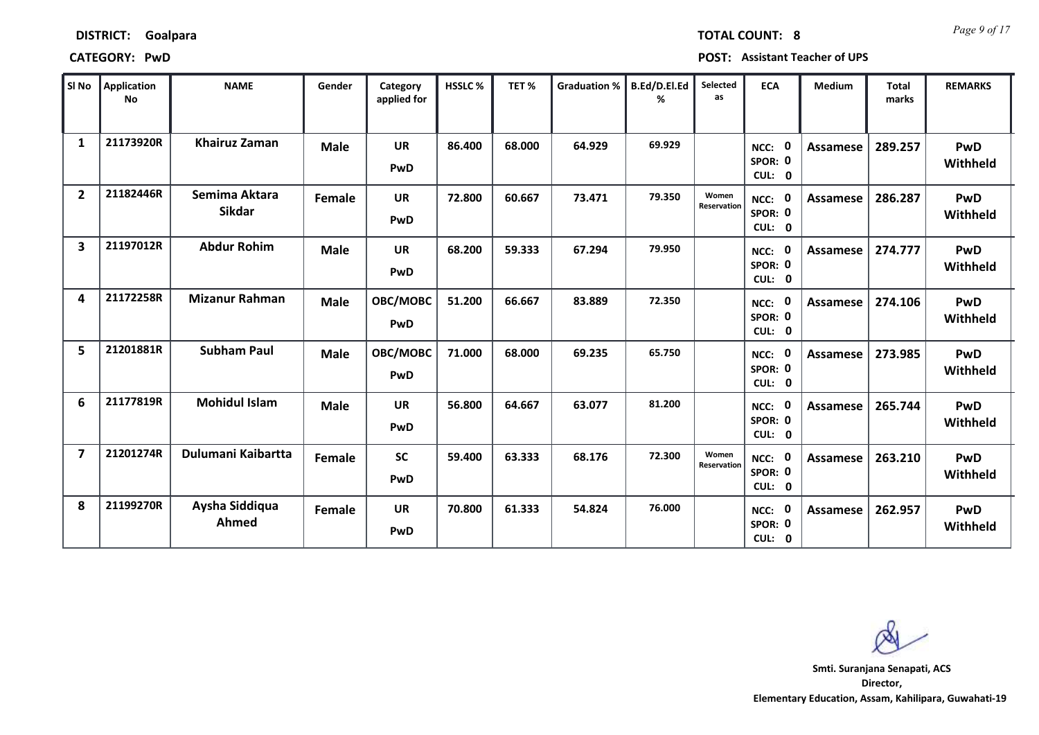**DISTRICT:** Goalpara | **TOTAL COUNT:** 8

**CATEGORY:** PwD | **POST:** Assistant Teacher of UPS

| Sl No | Application No | NAME | Gender | Category applied for | HSSLC % | TET % | Graduation % | B.Ed/D.El.Ed % | Selected as | ECA | Medium | Total marks | REMARKS |
|---|---|---|---|---|---|---|---|---|---|---|---|---|---|
| 1 | 21173920R | Khairuz Zaman | Male | UR PwD | 86.400 | 68.000 | 64.929 | 69.929 | | NCC: 0 SPOR: 0 CUL: 0 | Assamese | 289.257 | PwD Withheld |
| 2 | 21182446R | Semima Aktara Sikdar | Female | UR PwD | 72.800 | 60.667 | 73.471 | 79.350 | Women Reservation | NCC: 0 SPOR: 0 CUL: 0 | Assamese | 286.287 | PwD Withheld |
| 3 | 21197012R | Abdur Rohim | Male | UR PwD | 68.200 | 59.333 | 67.294 | 79.950 | | NCC: 0 SPOR: 0 CUL: 0 | Assamese | 274.777 | PwD Withheld |
| 4 | 21172258R | Mizanur Rahman | Male | OBC/MOBC PwD | 51.200 | 66.667 | 83.889 | 72.350 | | NCC: 0 SPOR: 0 CUL: 0 | Assamese | 274.106 | PwD Withheld |
| 5 | 21201881R | Subham Paul | Male | OBC/MOBC PwD | 71.000 | 68.000 | 69.235 | 65.750 | | NCC: 0 SPOR: 0 CUL: 0 | Assamese | 273.985 | PwD Withheld |
| 6 | 21177819R | Mohidul Islam | Male | UR PwD | 56.800 | 64.667 | 63.077 | 81.200 | | NCC: 0 SPOR: 0 CUL: 0 | Assamese | 265.744 | PwD Withheld |
| 7 | 21201274R | Dulumani Kaibartta | Female | SC PwD | 59.400 | 63.333 | 68.176 | 72.300 | Women Reservation | NCC: 0 SPOR: 0 CUL: 0 | Assamese | 263.210 | PwD Withheld |
| 8 | 21199270R | Aysha Siddiqua Ahmed | Female | UR PwD | 70.800 | 61.333 | 54.824 | 76.000 | | NCC: 0 SPOR: 0 CUL: 0 | Assamese | 262.957 | PwD Withheld |

**Smti. Suranjana Senapati, ACS**
**Director,**
**Elementary Education, Assam, Kahilipara, Guwahati-19**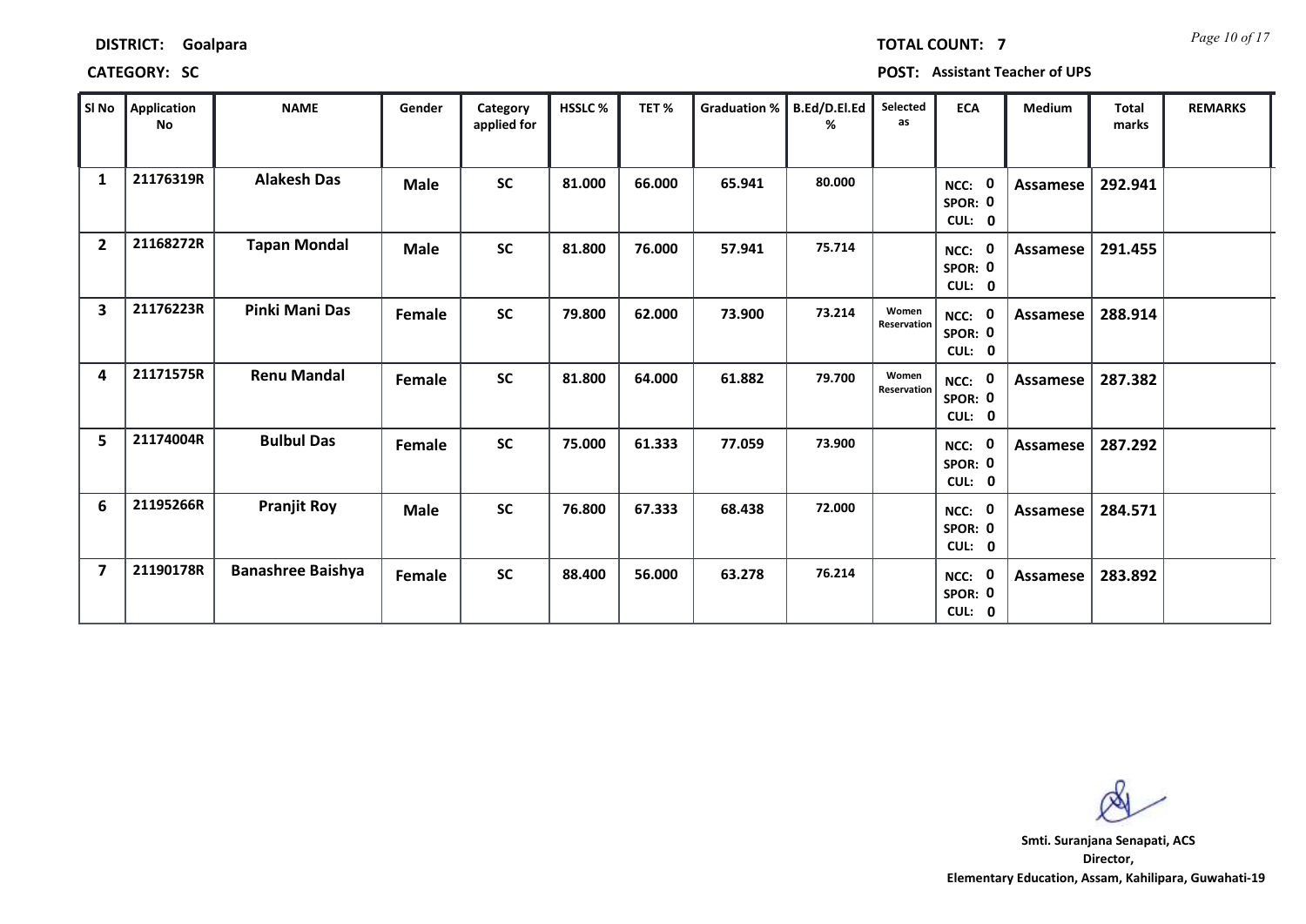**DISTRICT:** Goalpara

**TOTAL COUNT:** 7

**CATEGORY:** SC

**POST:** Assistant Teacher of UPS

| Sl No | Application No | NAME | Gender | Category applied for | HSSLC % | TET % | Graduation % | B.Ed/D.El.Ed % | Selected as | ECA | Medium | Total marks | REMARKS |
|---|---|---|---|---|---|---|---|---|---|---|---|---|---|
| 1 | 21176319R | Alakesh Das | Male | SC | 81.000 | 66.000 | 65.941 | 80.000 | | NCC: 0 SPOR: 0 CUL: 0 | Assamese | 292.941 | |
| 2 | 21168272R | Tapan Mondal | Male | SC | 81.800 | 76.000 | 57.941 | 75.714 | | NCC: 0 SPOR: 0 CUL: 0 | Assamese | 291.455 | |
| 3 | 21176223R | Pinki Mani Das | Female | SC | 79.800 | 62.000 | 73.900 | 73.214 | Women Reservation | NCC: 0 SPOR: 0 CUL: 0 | Assamese | 288.914 | |
| 4 | 21171575R | Renu Mandal | Female | SC | 81.800 | 64.000 | 61.882 | 79.700 | Women Reservation | NCC: 0 SPOR: 0 CUL: 0 | Assamese | 287.382 | |
| 5 | 21174004R | Bulbul Das | Female | SC | 75.000 | 61.333 | 77.059 | 73.900 | | NCC: 0 SPOR: 0 CUL: 0 | Assamese | 287.292 | |
| 6 | 21195266R | Pranjit Roy | Male | SC | 76.800 | 67.333 | 68.438 | 72.000 | | NCC: 0 SPOR: 0 CUL: 0 | Assamese | 284.571 | |
| 7 | 21190178R | Banashree Baishya | Female | SC | 88.400 | 56.000 | 63.278 | 76.214 | | NCC: 0 SPOR: 0 CUL: 0 | Assamese | 283.892 | |

**Smti. Suranjana Senapati, ACS**
**Director,**
**Elementary Education, Assam, Kahilipara, Guwahati-19**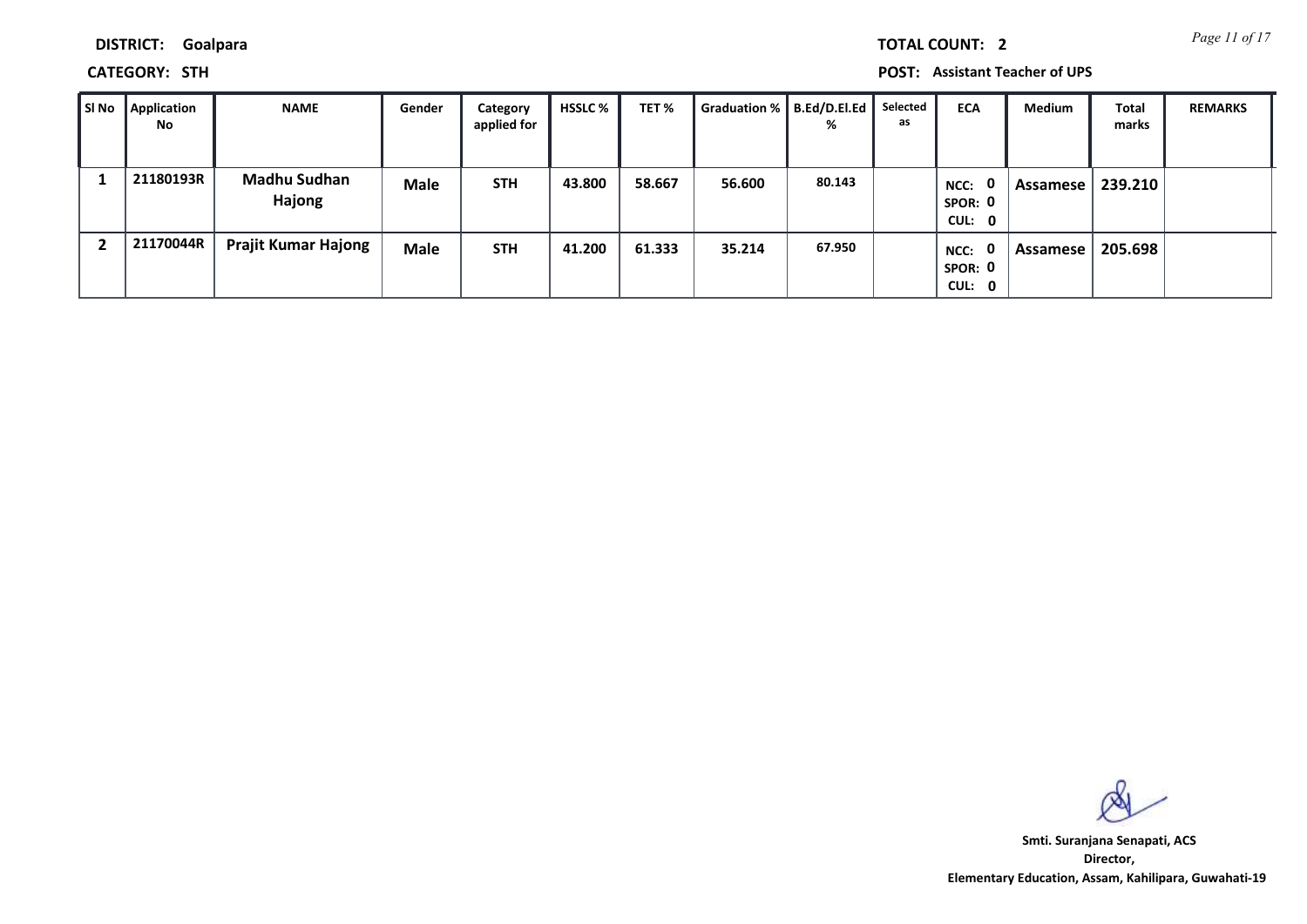**DISTRICT:** Goalpara

**TOTAL COUNT:** 2

**CATEGORY:** STH

**POST:** Assistant Teacher of UPS

| Sl No | Application No | NAME | Gender | Category applied for | HSSLC % | TET % | Graduation % | B.Ed/D.El.Ed % | Selected as | ECA | Medium | Total marks | REMARKS |
|---|---|---|---|---|---|---|---|---|---|---|---|---|---|
| 1 | 21180193R | Madhu Sudhan Hajong | Male | STH | 43.800 | 58.667 | 56.600 | 80.143 | | NCC: 0 SPOR: 0 CUL: 0 | Assamese | 239.210 | |
| 2 | 21170044R | Prajit Kumar Hajong | Male | STH | 41.200 | 61.333 | 35.214 | 67.950 | | NCC: 0 SPOR: 0 CUL: 0 | Assamese | 205.698 | |

**Smti. Suranjana Senapati, ACS**
**Director,**
**Elementary Education, Assam, Kahilipara, Guwahati-19**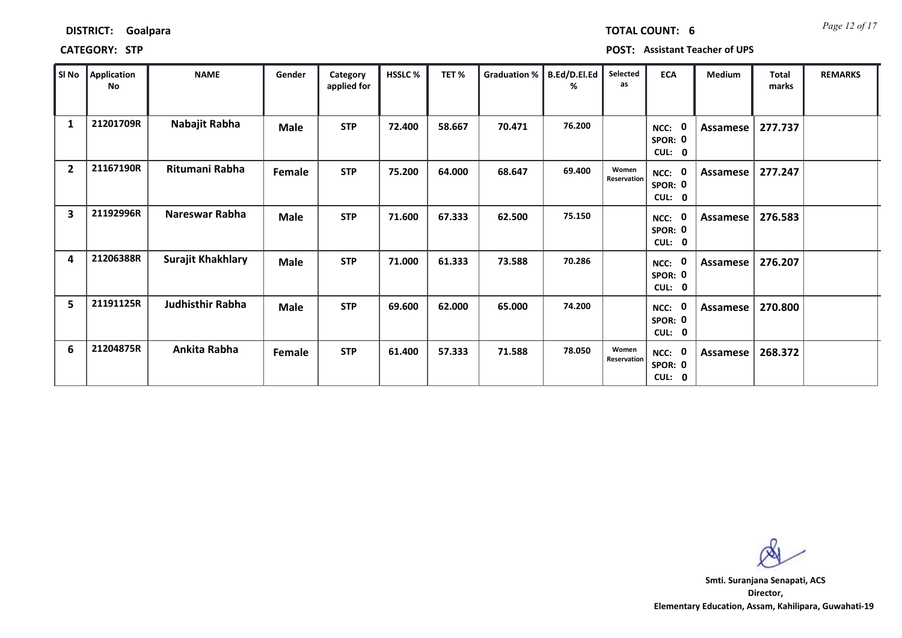**DISTRICT:** Goalpara

**TOTAL COUNT:** 6

**CATEGORY:** STP

**POST:** Assistant Teacher of UPS

| Sl No | Application No | NAME | Gender | Category applied for | HSSLC % | TET % | Graduation % | B.Ed/D.El.Ed % | Selected as | ECA | Medium | Total marks | REMARKS |
|---|---|---|---|---|---|---|---|---|---|---|---|---|---|
| 1 | 21201709R | Nabajit Rabha | Male | STP | 72.400 | 58.667 | 70.471 | 76.200 | | NCC: 0 SPOR: 0 CUL: 0 | Assamese | 277.737 | |
| 2 | 21167190R | Ritumani Rabha | Female | STP | 75.200 | 64.000 | 68.647 | 69.400 | Women Reservation | NCC: 0 SPOR: 0 CUL: 0 | Assamese | 277.247 | |
| 3 | 21192996R | Nareswar Rabha | Male | STP | 71.600 | 67.333 | 62.500 | 75.150 | | NCC: 0 SPOR: 0 CUL: 0 | Assamese | 276.583 | |
| 4 | 21206388R | Surajit Khakhlary | Male | STP | 71.000 | 61.333 | 73.588 | 70.286 | | NCC: 0 SPOR: 0 CUL: 0 | Assamese | 276.207 | |
| 5 | 21191125R | Judhisthir Rabha | Male | STP | 69.600 | 62.000 | 65.000 | 74.200 | | NCC: 0 SPOR: 0 CUL: 0 | Assamese | 270.800 | |
| 6 | 21204875R | Ankita Rabha | Female | STP | 61.400 | 57.333 | 71.588 | 78.050 | Women Reservation | NCC: 0 SPOR: 0 CUL: 0 | Assamese | 268.372 | |

**Smti. Suranjana Senapati, ACS**
**Director,**
**Elementary Education, Assam, Kahilipara, Guwahati-19**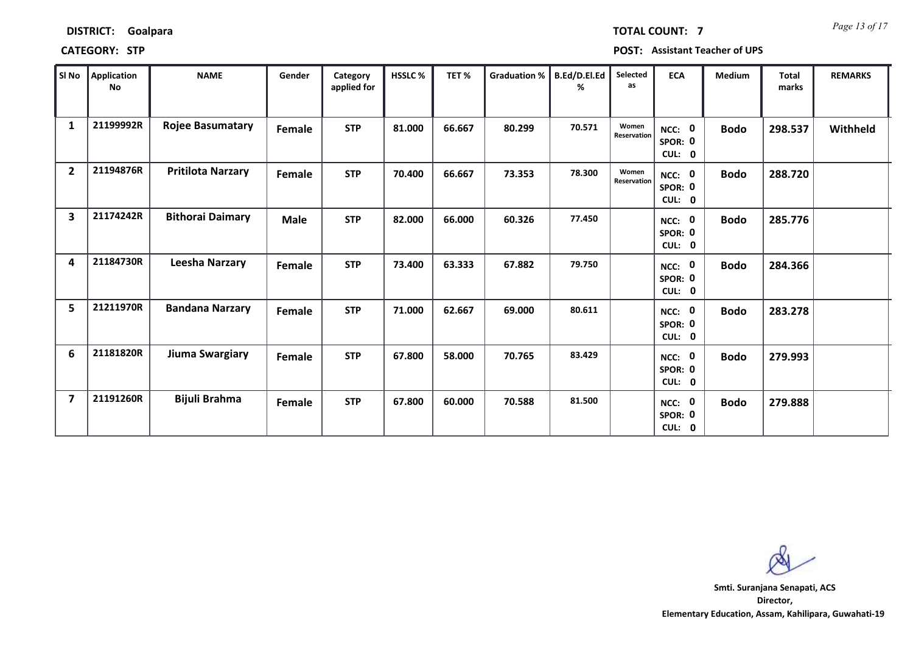**DISTRICT: Goalpara** **TOTAL COUNT: 7**

**CATEGORY: STP** **POST: Assistant Teacher of UPS**

| Sl No | Application No | NAME | Gender | Category applied for | HSSLC % | TET % | Graduation % | B.Ed/D.El.Ed % | Selected as | ECA | Medium | Total marks | REMARKS |
|---|---|---|---|---|---|---|---|---|---|---|---|---|---|
| 1 | 21199992R | Rojee Basumatary | Female | STP | 81.000 | 66.667 | 80.299 | 70.571 | Women Reservation | NCC: 0 SPOR: 0 CUL: 0 | Bodo | 298.537 | Withheld |
| 2 | 21194876R | Pritilota Narzary | Female | STP | 70.400 | 66.667 | 73.353 | 78.300 | Women Reservation | NCC: 0 SPOR: 0 CUL: 0 | Bodo | 288.720 | |
| 3 | 21174242R | Bithorai Daimary | Male | STP | 82.000 | 66.000 | 60.326 | 77.450 | | NCC: 0 SPOR: 0 CUL: 0 | Bodo | 285.776 | |
| 4 | 21184730R | Leesha Narzary | Female | STP | 73.400 | 63.333 | 67.882 | 79.750 | | NCC: 0 SPOR: 0 CUL: 0 | Bodo | 284.366 | |
| 5 | 21211970R | Bandana Narzary | Female | STP | 71.000 | 62.667 | 69.000 | 80.611 | | NCC: 0 SPOR: 0 CUL: 0 | Bodo | 283.278 | |
| 6 | 21181820R | Jiuma Swargiary | Female | STP | 67.800 | 58.000 | 70.765 | 83.429 | | NCC: 0 SPOR: 0 CUL: 0 | Bodo | 279.993 | |
| 7 | 21191260R | Bijuli Brahma | Female | STP | 67.800 | 60.000 | 70.588 | 81.500 | | NCC: 0 SPOR: 0 CUL: 0 | Bodo | 279.888 | |

**Smti. Suranjana Senapati, ACS**
**Director,**
**Elementary Education, Assam, Kahilipara, Guwahati-19**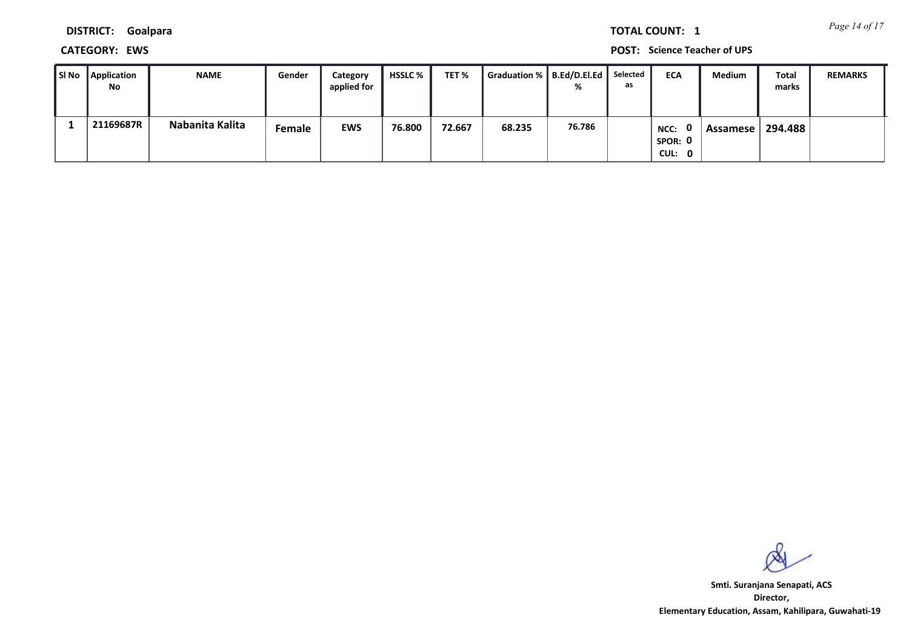**DISTRICT:** Goalpara

**TOTAL COUNT:** 1

**CATEGORY:** EWS

**POST:** Science Teacher of UPS

| Sl No | Application No | NAME | Gender | Category applied for | HSSLC % | TET % | Graduation % | B.Ed/D.El.Ed % | Selected as | ECA | Medium | Total marks | REMARKS |
|---|---|---|---|---|---|---|---|---|---|---|---|---|---|
| 1 | 21169687R | Nabanita Kalita | Female | EWS | 76.800 | 72.667 | 68.235 | 76.786 | | NCC: 0 SPOR: 0 CUL: 0 | Assamese | 294.488 | |

**Smt. Suranjana Senapati, ACS**
**Director,**
**Elementary Education, Assam, Kahilipara, Guwahati-19**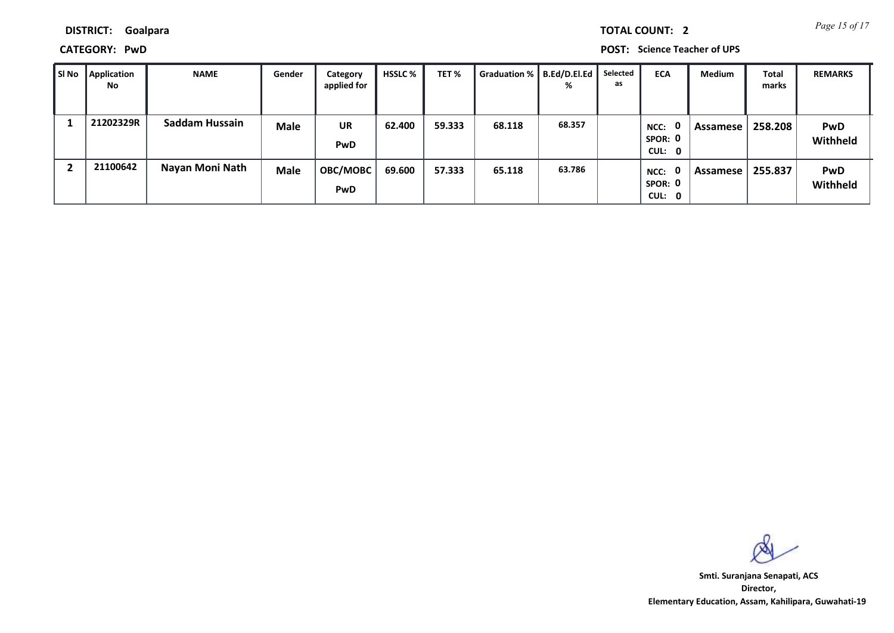**DISTRICT:** Goalpara

**TOTAL COUNT:** 2

**CATEGORY:** PwD

**POST:** Science Teacher of UPS

| Sl No | Application No | NAME | Gender | Category applied for | HSSLC % | TET % | Graduation % | B.Ed/D.El.Ed % | Selected as | ECA | Medium | Total marks | REMARKS |
|---|---|---|---|---|---|---|---|---|---|---|---|---|---|
| 1 | 21202329R | Saddam Hussain | Male | UR PwD | 62.400 | 59.333 | 68.118 | 68.357 | | NCC: 0 SPOR: 0 CUL: 0 | Assamese | 258.208 | PwD Withheld |
| 2 | 21100642 | Nayan Moni Nath | Male | OBC/MOBC PwD | 69.600 | 57.333 | 65.118 | 63.786 | | NCC: 0 SPOR: 0 CUL: 0 | Assamese | 255.837 | PwD Withheld |

**Smti. Suranjana Senapati, ACS**
**Director,**
**Elementary Education, Assam, Kahilipara, Guwahati-19**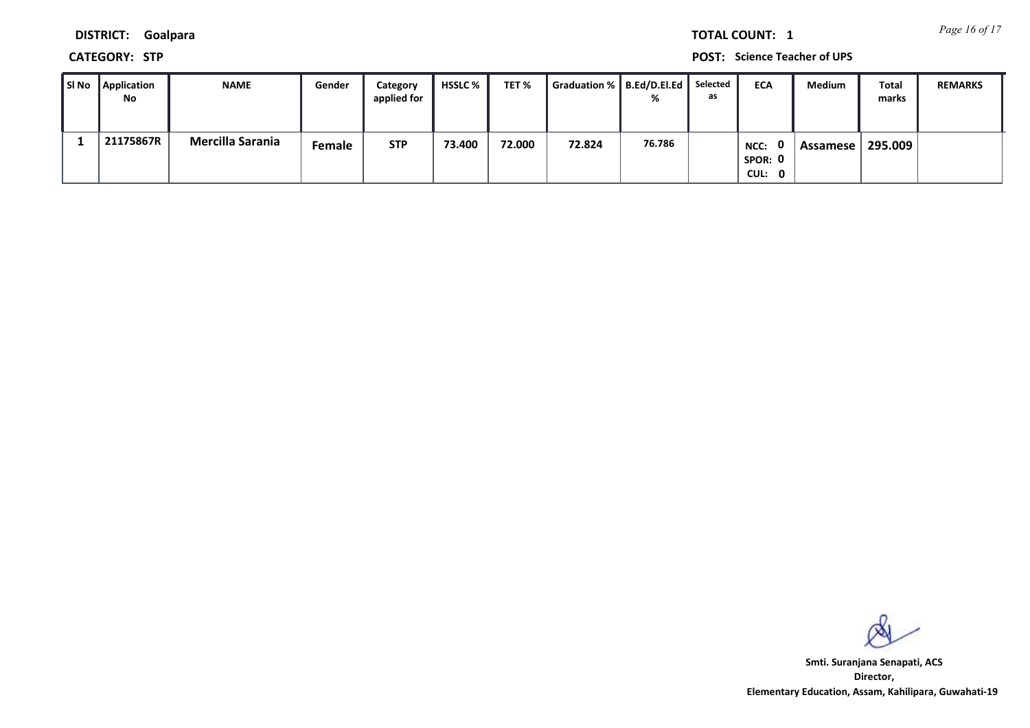**DISTRICT:** Goalpara

**TOTAL COUNT:** 1

**CATEGORY:** STP

**POST:** Science Teacher of UPS

| Sl No | Application No | NAME | Gender | Category applied for | HSSLC % | TET % | Graduation % | B.Ed/D.El.Ed % | Selected as | ECA | Medium | Total marks | REMARKS |
|---|---|---|---|---|---|---|---|---|---|---|---|---|---|
| 1 | 21175867R | Mercilla Sarania | Female | STP | 73.400 | 72.000 | 72.824 | 76.786 | | NCC: 0 SPOR: 0 CUL: 0 | Assamese | 295.009 | |

**Smti. Suranjana Senapati, ACS**
**Director,**
**Elementary Education, Assam, Kahilipara, Guwahati-19**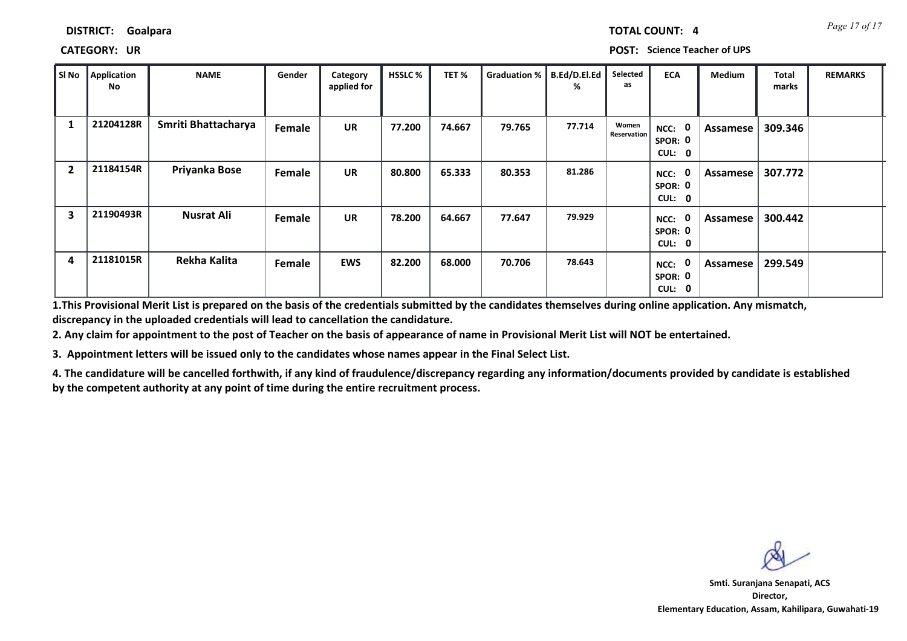**DISTRICT:** Goalpara

**TOTAL COUNT:** 4

**CATEGORY:** UR

**POST:** Science Teacher of UPS

| Sl No | Application No | NAME | Gender | Category applied for | HSSLC % | TET % | Graduation % | B.Ed/D.El.Ed % | Selected as | ECA | Medium | Total marks | REMARKS |
|---|---|---|---|---|---|---|---|---|---|---|---|---|---|
| 1 | 21204128R | Smriti Bhattacharya | Female | UR | 77.200 | 74.667 | 79.765 | 77.714 | Women Reservation | NCC: 0 SPOR: 0 CUL: 0 | Assamese | 309.346 | |
| 2 | 21184154R | Priyanka Bose | Female | UR | 80.800 | 65.333 | 80.353 | 81.286 | | NCC: 0 SPOR: 0 CUL: 0 | Assamese | 307.772 | |
| 3 | 21190493R | Nusrat Ali | Female | UR | 78.200 | 64.667 | 77.647 | 79.929 | | NCC: 0 SPOR: 0 CUL: 0 | Assamese | 300.442 | |
| 4 | 21181015R | Rekha Kalita | Female | EWS | 82.200 | 68.000 | 70.706 | 78.643 | | NCC: 0 SPOR: 0 CUL: 0 | Assamese | 299.549 | |

**1.This Provisional Merit List is prepared on the basis of the credentials submitted by the candidates themselves during online application. Any mismatch, discrepancy in the uploaded credentials will lead to cancellation the candidature.**

**2. Any claim for appointment to the post of Teacher on the basis of appearance of name in Provisional Merit List will NOT be entertained.**

**3. Appointment letters will be issued only to the candidates whose names appear in the Final Select List.**

**4. The candidature will be cancelled forthwith, if any kind of fraudulence/discrepancy regarding any information/documents provided by candidate is established by the competent authority at any point of time during the entire recruitment process.**

**Smti. Suranjana Senapati, ACS**
**Director,**
**Elementary Education, Assam, Kahilipara, Guwahati-19**